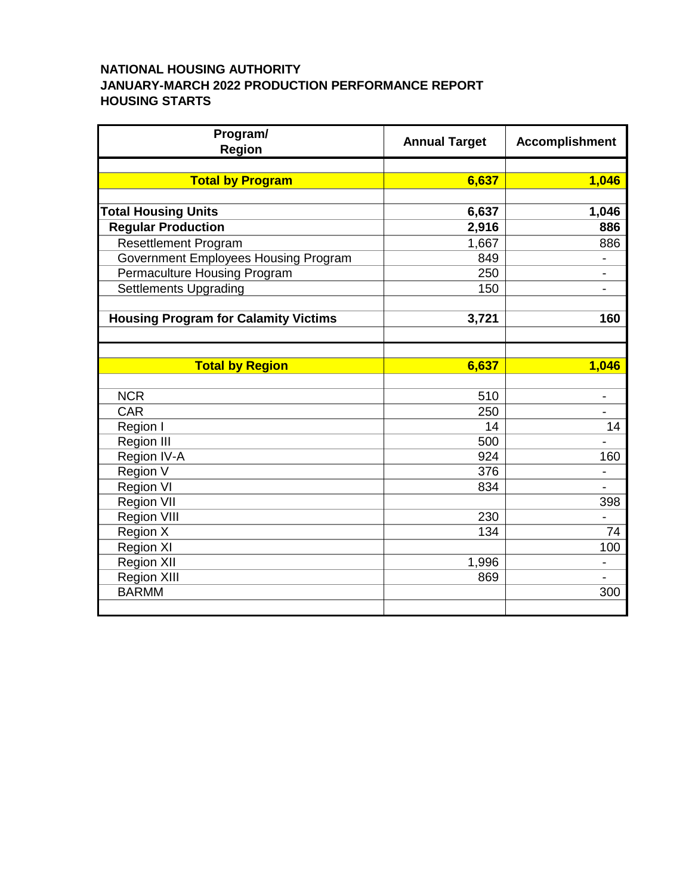**NATIONAL HOUSING AUTHORITY**
**JANUARY-MARCH 2022 PRODUCTION PERFORMANCE REPORT**
**HOUSING STARTS**

| Program/ Region | Annual Target | Accomplishment |
|---|---|---|
| | | |
| **Total by Program** | **6,637** | **1,046** |
| | | |
| **Total Housing Units** | **6,637** | **1,046** |
| **Regular Production** | **2,916** | **886** |
| Resettlement Program | 1,667 | 886 |
| Government Employees Housing Program | 849 | - |
| Permaculture Housing Program | 250 | - |
| Settlements Upgrading | 150 | - |
| | | |
| **Housing Program for Calamity Victims** | **3,721** | **160** |
| | | |
| | | |
| **Total by Region** | **6,637** | **1,046** |
| | | |
| NCR | 510 | - |
| CAR | 250 | - |
| Region I | 14 | 14 |
| Region III | 500 | - |
| Region IV-A | 924 | 160 |
| Region V | 376 | - |
| Region VI | 834 | - |
| Region VII | | 398 |
| Region VIII | 230 | - |
| Region X | 134 | 74 |
| Region XI | | 100 |
| Region XII | 1,996 | - |
| Region XIII | 869 | - |
| BARMM | | 300 |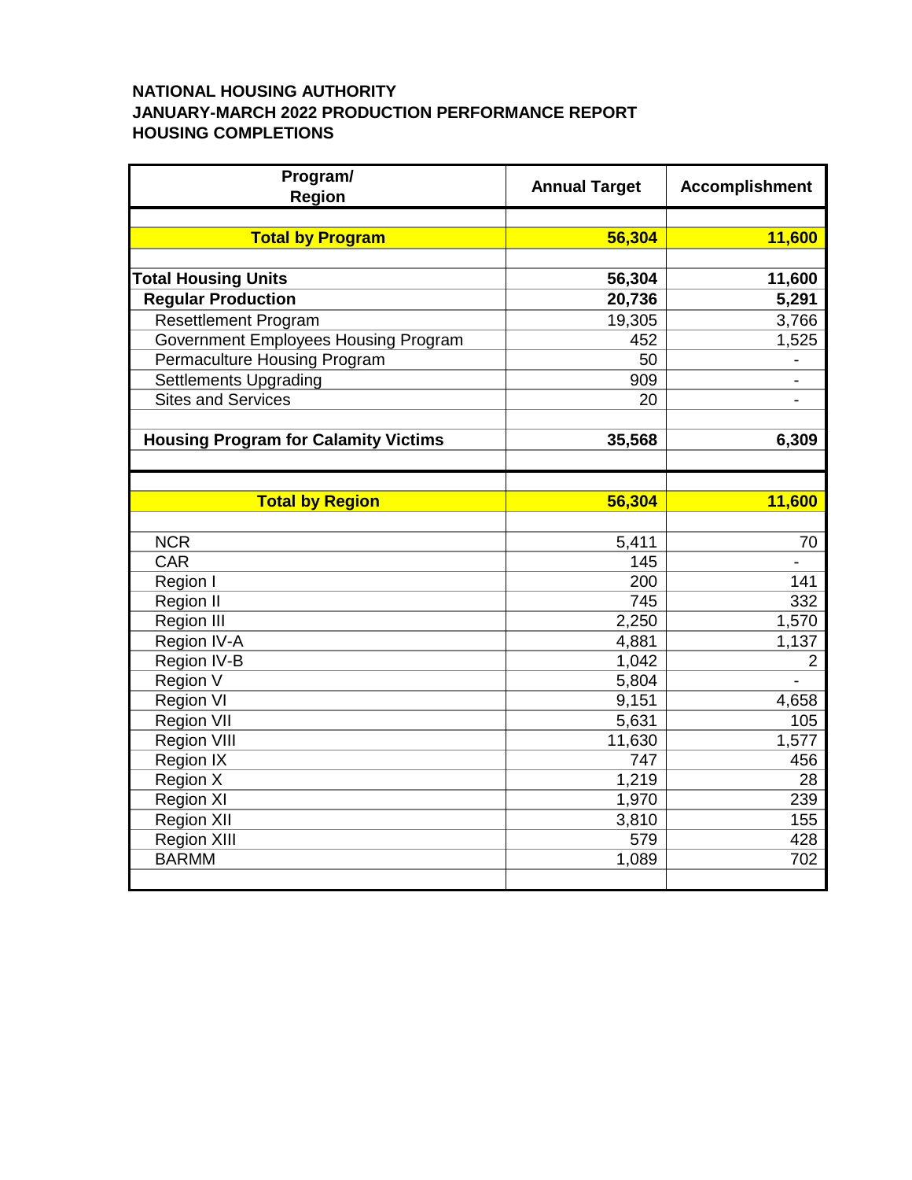**NATIONAL HOUSING AUTHORITY**
**JANUARY-MARCH 2022 PRODUCTION PERFORMANCE REPORT**
**HOUSING COMPLETIONS**

| Program/ Region | Annual Target | Accomplishment |
|---|---|---|
| **Total by Program** | **56,304** | **11,600** |
| **Total Housing Units** | **56,304** | **11,600** |
| **Regular Production** | **20,736** | **5,291** |
| Resettlement Program | 19,305 | 3,766 |
| Government Employees Housing Program | 452 | 1,525 |
| Permaculture Housing Program | 50 | - |
| Settlements Upgrading | 909 | - |
| Sites and Services | 20 | - |
| **Housing Program for Calamity Victims** | **35,568** | **6,309** |
| **Total by Region** | **56,304** | **11,600** |
| NCR | 5,411 | 70 |
| CAR | 145 | - |
| Region I | 200 | 141 |
| Region II | 745 | 332 |
| Region III | 2,250 | 1,570 |
| Region IV-A | 4,881 | 1,137 |
| Region IV-B | 1,042 | 2 |
| Region V | 5,804 | - |
| Region VI | 9,151 | 4,658 |
| Region VII | 5,631 | 105 |
| Region VIII | 11,630 | 1,577 |
| Region IX | 747 | 456 |
| Region X | 1,219 | 28 |
| Region XI | 1,970 | 239 |
| Region XII | 3,810 | 155 |
| Region XIII | 579 | 428 |
| BARMM | 1,089 | 702 |